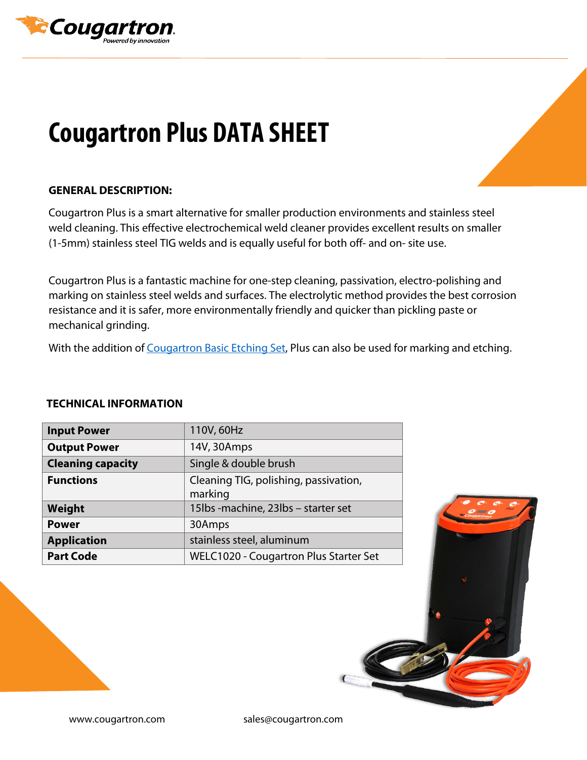# Cougartron Plus DATA SHEET

**GENERAL DESCRIPTION:**

Cougartron Plus is a smart alternative for smaller production environments and stainless steel weld cleaning. This effective electrochemical weld cleaner provides excellent results on smaller (1-5mm) stainless steel TIG welds and is equally useful for both off- and on- site use.

Cougartron Plus is a fantastic machine for one-step cleaning, passivation, electro-polishing and marking on stainless steel welds and surfaces. The electrolytic method provides the best corrosion resistance and it is safer, more environmentally friendly and quicker than pickling paste or mechanical grinding.

With the addition of Cougartron Basic Etching Set, Plus can also be used for marking and etching.

**TECHNICAL INFORMATION**

| | |
|---|---|
| **Input Power** | 110V, 60Hz |
| **Output Power** | 14V, 30Amps |
| **Cleaning capacity** | Single & double brush |
| **Functions** | Cleaning TIG, polishing, passivation, marking |
| **Weight** | 15lbs -machine, 23lbs – starter set |
| **Power** | 30Amps |
| **Application** | stainless steel, aluminum |
| **Part Code** | WELC1020 - Cougartron Plus Starter Set |

www.cougartron.com sales@cougartron.com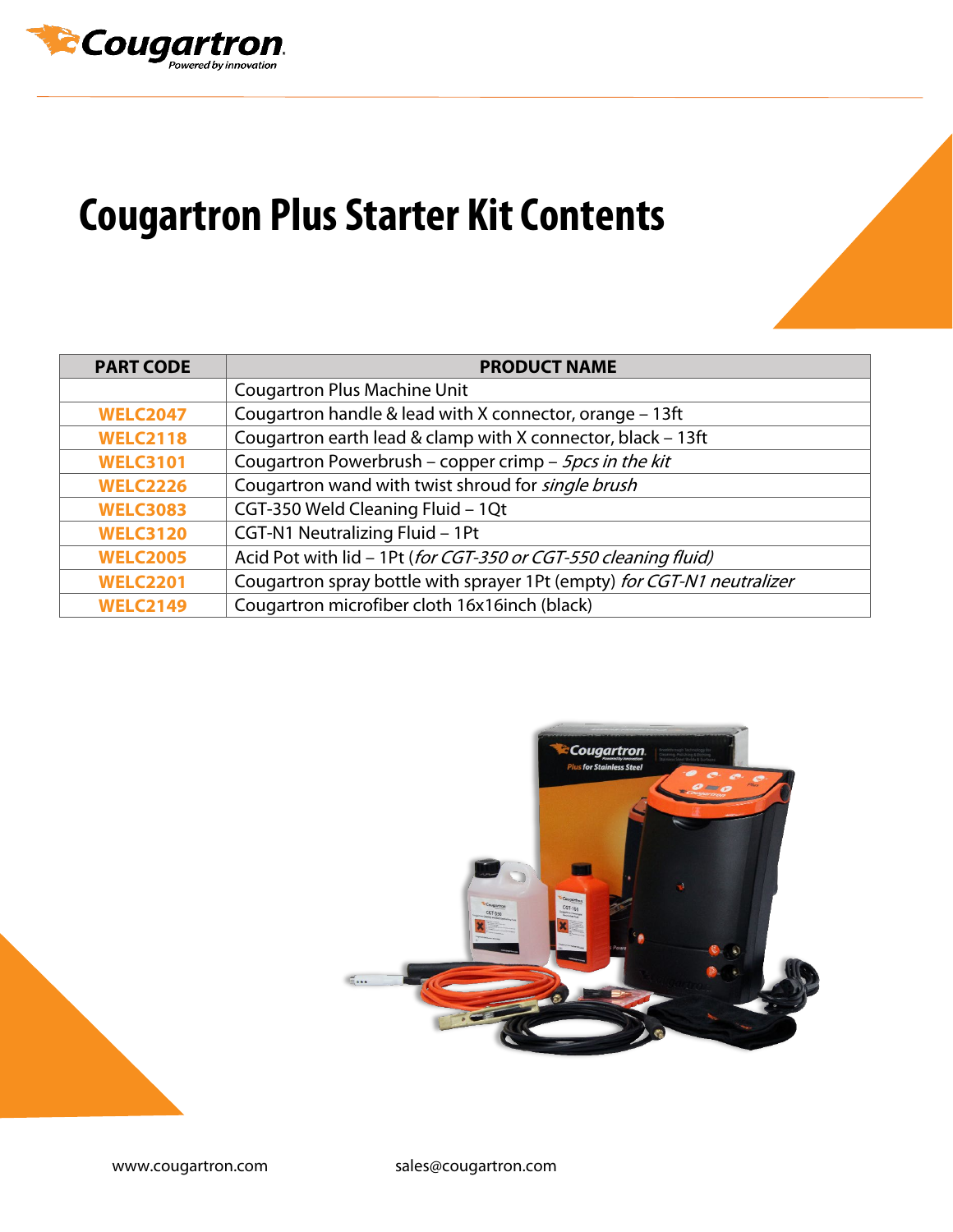# Cougartron Plus Starter Kit Contents

| PART CODE | PRODUCT NAME |
|---|---|
| | Cougartron Plus Machine Unit |
| WELC2047 | Cougartron handle & lead with X connector, orange – 13ft |
| WELC2118 | Cougartron earth lead & clamp with X connector, black – 13ft |
| WELC3101 | Cougartron Powerbrush – copper crimp – *5pcs in the kit* |
| WELC2226 | Cougartron wand with twist shroud for *single brush* |
| WELC3083 | CGT-350 Weld Cleaning Fluid – 1Qt |
| WELC3120 | CGT-N1 Neutralizing Fluid – 1Pt |
| WELC2005 | Acid Pot with lid – 1Pt (*for CGT-350 or CGT-550 cleaning fluid)* |
| WELC2201 | Cougartron spray bottle with sprayer 1Pt (empty) *for CGT-N1 neutralizer* |
| WELC2149 | Cougartron microfiber cloth 16x16inch (black) |

www.cougartron.com sales@cougartron.com